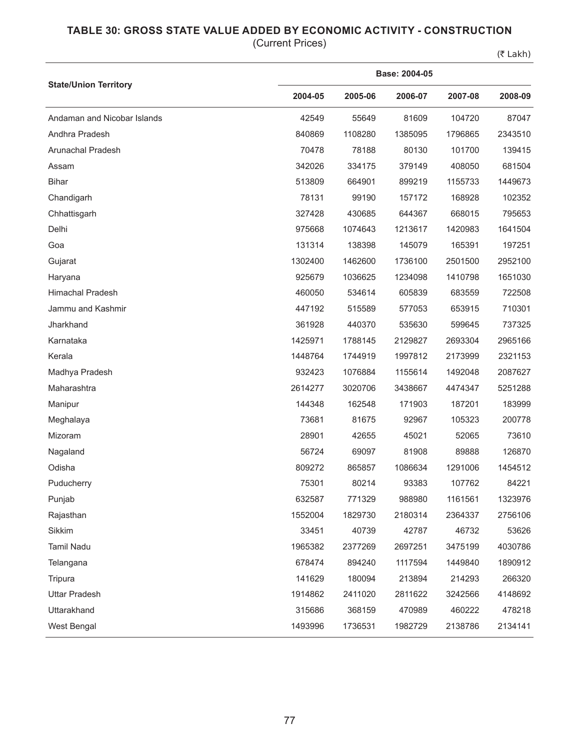## TABLE 30: GROSS STATE VALUE ADDED BY ECONOMIC ACTIVITY - CONSTRUCTION

(Current Prices)

(₹ Lakh)

| State/Union Territory | Base: 2004-05 | | | | |
|---|---|---|---|---|---|
| | 2004-05 | 2005-06 | 2006-07 | 2007-08 | 2008-09 |
| Andaman and Nicobar Islands | 42549 | 55649 | 81609 | 104720 | 87047 |
| Andhra Pradesh | 840869 | 1108280 | 1385095 | 1796865 | 2343510 |
| Arunachal Pradesh | 70478 | 78188 | 80130 | 101700 | 139415 |
| Assam | 342026 | 334175 | 379149 | 408050 | 681504 |
| Bihar | 513809 | 664901 | 899219 | 1155733 | 1449673 |
| Chandigarh | 78131 | 99190 | 157172 | 168928 | 102352 |
| Chhattisgarh | 327428 | 430685 | 644367 | 668015 | 795653 |
| Delhi | 975668 | 1074643 | 1213617 | 1420983 | 1641504 |
| Goa | 131314 | 138398 | 145079 | 165391 | 197251 |
| Gujarat | 1302400 | 1462600 | 1736100 | 2501500 | 2952100 |
| Haryana | 925679 | 1036625 | 1234098 | 1410798 | 1651030 |
| Himachal Pradesh | 460050 | 534614 | 605839 | 683559 | 722508 |
| Jammu and Kashmir | 447192 | 515589 | 577053 | 653915 | 710301 |
| Jharkhand | 361928 | 440370 | 535630 | 599645 | 737325 |
| Karnataka | 1425971 | 1788145 | 2129827 | 2693304 | 2965166 |
| Kerala | 1448764 | 1744919 | 1997812 | 2173999 | 2321153 |
| Madhya Pradesh | 932423 | 1076884 | 1155614 | 1492048 | 2087627 |
| Maharashtra | 2614277 | 3020706 | 3438667 | 4474347 | 5251288 |
| Manipur | 144348 | 162548 | 171903 | 187201 | 183999 |
| Meghalaya | 73681 | 81675 | 92967 | 105323 | 200778 |
| Mizoram | 28901 | 42655 | 45021 | 52065 | 73610 |
| Nagaland | 56724 | 69097 | 81908 | 89888 | 126870 |
| Odisha | 809272 | 865857 | 1086634 | 1291006 | 1454512 |
| Puducherry | 75301 | 80214 | 93383 | 107762 | 84221 |
| Punjab | 632587 | 771329 | 988980 | 1161561 | 1323976 |
| Rajasthan | 1552004 | 1829730 | 2180314 | 2364337 | 2756106 |
| Sikkim | 33451 | 40739 | 42787 | 46732 | 53626 |
| Tamil Nadu | 1965382 | 2377269 | 2697251 | 3475199 | 4030786 |
| Telangana | 678474 | 894240 | 1117594 | 1449840 | 1890912 |
| Tripura | 141629 | 180094 | 213894 | 214293 | 266320 |
| Uttar Pradesh | 1914862 | 2411020 | 2811622 | 3242566 | 4148692 |
| Uttarakhand | 315686 | 368159 | 470989 | 460222 | 478218 |
| West Bengal | 1493996 | 1736531 | 1982729 | 2138786 | 2134141 |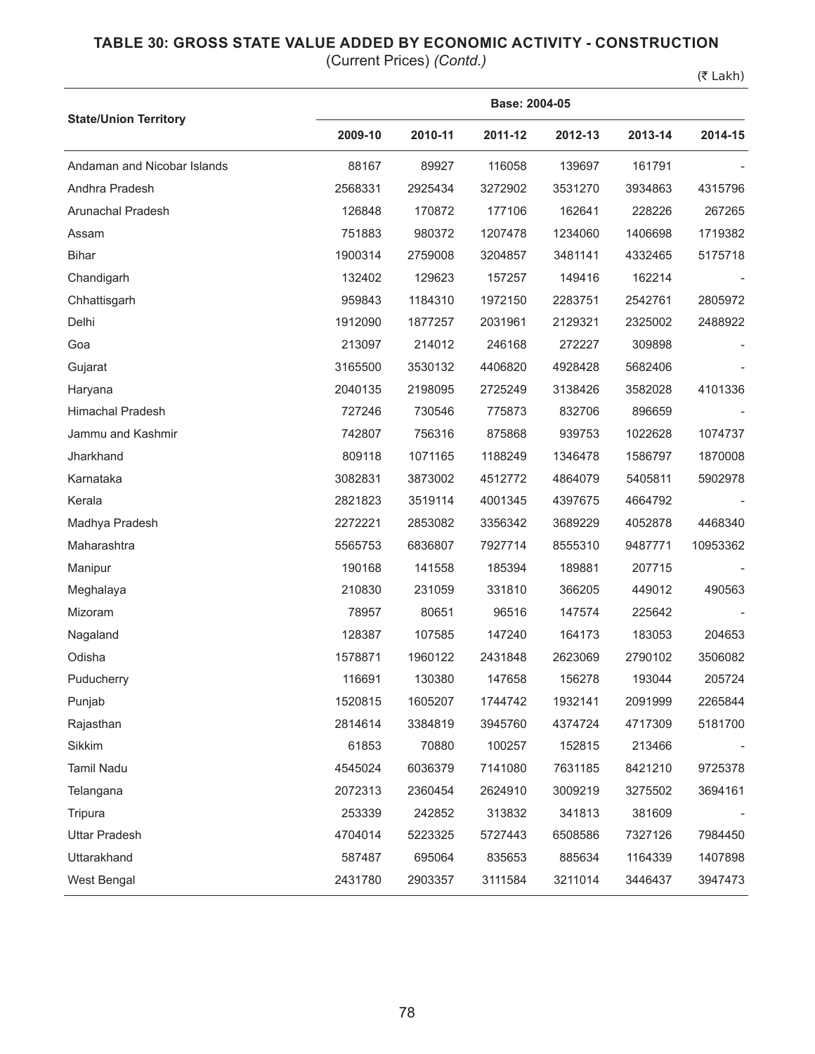## TABLE 30: GROSS STATE VALUE ADDED BY ECONOMIC ACTIVITY - CONSTRUCTION

(Current Prices) *(Contd.)*

(₹ Lakh)

| State/Union Territory | Base: 2004-05 | | | | | |
|---|---|---|---|---|---|---|
| | 2009-10 | 2010-11 | 2011-12 | 2012-13 | 2013-14 | 2014-15 |
| Andaman and Nicobar Islands | 88167 | 89927 | 116058 | 139697 | 161791 | - |
| Andhra Pradesh | 2568331 | 2925434 | 3272902 | 3531270 | 3934863 | 4315796 |
| Arunachal Pradesh | 126848 | 170872 | 177106 | 162641 | 228226 | 267265 |
| Assam | 751883 | 980372 | 1207478 | 1234060 | 1406698 | 1719382 |
| Bihar | 1900314 | 2759008 | 3204857 | 3481141 | 4332465 | 5175718 |
| Chandigarh | 132402 | 129623 | 157257 | 149416 | 162214 | - |
| Chhattisgarh | 959843 | 1184310 | 1972150 | 2283751 | 2542761 | 2805972 |
| Delhi | 1912090 | 1877257 | 2031961 | 2129321 | 2325002 | 2488922 |
| Goa | 213097 | 214012 | 246168 | 272227 | 309898 | - |
| Gujarat | 3165500 | 3530132 | 4406820 | 4928428 | 5682406 | - |
| Haryana | 2040135 | 2198095 | 2725249 | 3138426 | 3582028 | 4101336 |
| Himachal Pradesh | 727246 | 730546 | 775873 | 832706 | 896659 | - |
| Jammu and Kashmir | 742807 | 756316 | 875868 | 939753 | 1022628 | 1074737 |
| Jharkhand | 809118 | 1071165 | 1188249 | 1346478 | 1586797 | 1870008 |
| Karnataka | 3082831 | 3873002 | 4512772 | 4864079 | 5405811 | 5902978 |
| Kerala | 2821823 | 3519114 | 4001345 | 4397675 | 4664792 | - |
| Madhya Pradesh | 2272221 | 2853082 | 3356342 | 3689229 | 4052878 | 4468340 |
| Maharashtra | 5565753 | 6836807 | 7927714 | 8555310 | 9487771 | 10953362 |
| Manipur | 190168 | 141558 | 185394 | 189881 | 207715 | - |
| Meghalaya | 210830 | 231059 | 331810 | 366205 | 449012 | 490563 |
| Mizoram | 78957 | 80651 | 96516 | 147574 | 225642 | - |
| Nagaland | 128387 | 107585 | 147240 | 164173 | 183053 | 204653 |
| Odisha | 1578871 | 1960122 | 2431848 | 2623069 | 2790102 | 3506082 |
| Puducherry | 116691 | 130380 | 147658 | 156278 | 193044 | 205724 |
| Punjab | 1520815 | 1605207 | 1744742 | 1932141 | 2091999 | 2265844 |
| Rajasthan | 2814614 | 3384819 | 3945760 | 4374724 | 4717309 | 5181700 |
| Sikkim | 61853 | 70880 | 100257 | 152815 | 213466 | - |
| Tamil Nadu | 4545024 | 6036379 | 7141080 | 7631185 | 8421210 | 9725378 |
| Telangana | 2072313 | 2360454 | 2624910 | 3009219 | 3275502 | 3694161 |
| Tripura | 253339 | 242852 | 313832 | 341813 | 381609 | - |
| Uttar Pradesh | 4704014 | 5223325 | 5727443 | 6508586 | 7327126 | 7984450 |
| Uttarakhand | 587487 | 695064 | 835653 | 885634 | 1164339 | 1407898 |
| West Bengal | 2431780 | 2903357 | 3111584 | 3211014 | 3446437 | 3947473 |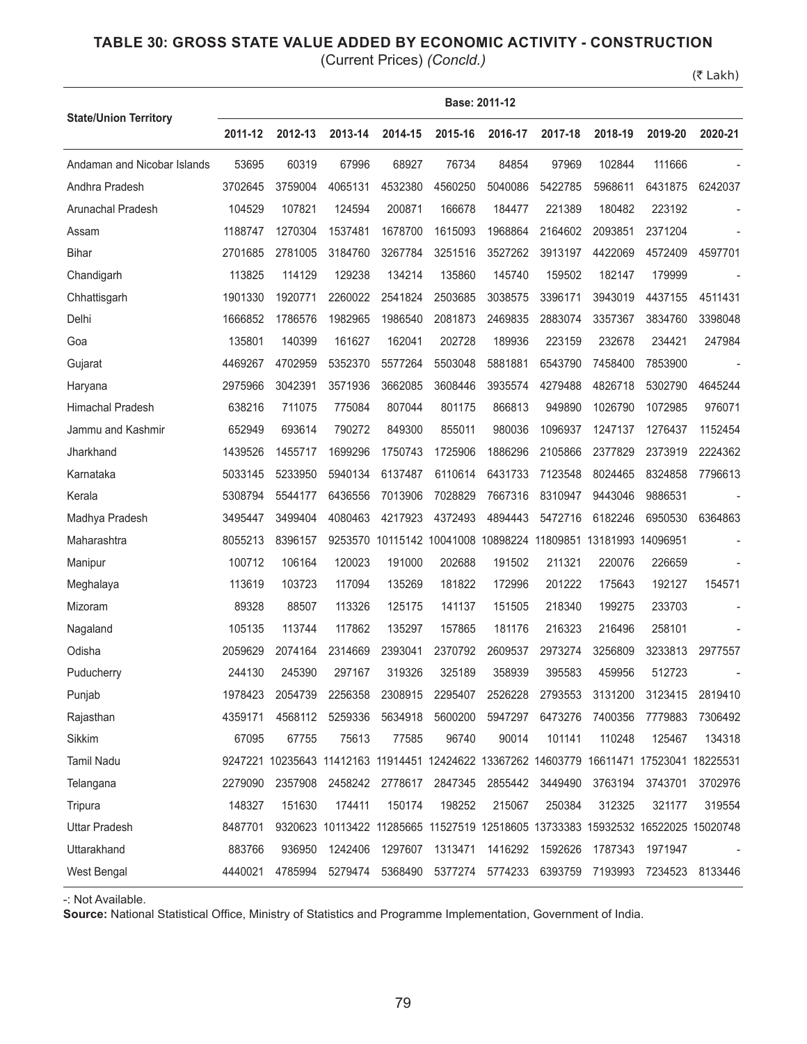## TABLE 30: GROSS STATE VALUE ADDED BY ECONOMIC ACTIVITY - CONSTRUCTION

(Current Prices) *(Concld.)*

(₹ Lakh)

| State/Union Territory | Base: 2011-12 | | | | | | | | | |
|---|---|---|---|---|---|---|---|---|---|---|
| | 2011-12 | 2012-13 | 2013-14 | 2014-15 | 2015-16 | 2016-17 | 2017-18 | 2018-19 | 2019-20 | 2020-21 |
| Andaman and Nicobar Islands | 53695 | 60319 | 67996 | 68927 | 76734 | 84854 | 97969 | 102844 | 111666 | - |
| Andhra Pradesh | 3702645 | 3759004 | 4065131 | 4532380 | 4560250 | 5040086 | 5422785 | 5968611 | 6431875 | 6242037 |
| Arunachal Pradesh | 104529 | 107821 | 124594 | 200871 | 166678 | 184477 | 221389 | 180482 | 223192 | - |
| Assam | 1188747 | 1270304 | 1537481 | 1678700 | 1615093 | 1968864 | 2164602 | 2093851 | 2371204 | - |
| Bihar | 2701685 | 2781005 | 3184760 | 3267784 | 3251516 | 3527262 | 3913197 | 4422069 | 4572409 | 4597701 |
| Chandigarh | 113825 | 114129 | 129238 | 134214 | 135860 | 145740 | 159502 | 182147 | 179999 | - |
| Chhattisgarh | 1901330 | 1920771 | 2260022 | 2541824 | 2503685 | 3038575 | 3396171 | 3943019 | 4437155 | 4511431 |
| Delhi | 1666852 | 1786576 | 1982965 | 1986540 | 2081873 | 2469835 | 2883074 | 3357367 | 3834760 | 3398048 |
| Goa | 135801 | 140399 | 161627 | 162041 | 202728 | 189936 | 223159 | 232678 | 234421 | 247984 |
| Gujarat | 4469267 | 4702959 | 5352370 | 5577264 | 5503048 | 5881881 | 6543790 | 7458400 | 7853900 | - |
| Haryana | 2975966 | 3042391 | 3571936 | 3662085 | 3608446 | 3935574 | 4279488 | 4826718 | 5302790 | 4645244 |
| Himachal Pradesh | 638216 | 711075 | 775084 | 807044 | 801175 | 866813 | 949890 | 1026790 | 1072985 | 976071 |
| Jammu and Kashmir | 652949 | 693614 | 790272 | 849300 | 855011 | 980036 | 1096937 | 1247137 | 1276437 | 1152454 |
| Jharkhand | 1439526 | 1455717 | 1699296 | 1750743 | 1725906 | 1886296 | 2105866 | 2377829 | 2373919 | 2224362 |
| Karnataka | 5033145 | 5233950 | 5940134 | 6137487 | 6110614 | 6431733 | 7123548 | 8024465 | 8324858 | 7796613 |
| Kerala | 5308794 | 5544177 | 6436556 | 7013906 | 7028829 | 7667316 | 8310947 | 9443046 | 9886531 | - |
| Madhya Pradesh | 3495447 | 3499404 | 4080463 | 4217923 | 4372493 | 4894443 | 5472716 | 6182246 | 6950530 | 6364863 |
| Maharashtra | 8055213 | 8396157 | 9253570 | 10115142 | 10041008 | 10898224 | 11809851 | 13181993 | 14096951 | - |
| Manipur | 100712 | 106164 | 120023 | 191000 | 202688 | 191502 | 211321 | 220076 | 226659 | - |
| Meghalaya | 113619 | 103723 | 117094 | 135269 | 181822 | 172996 | 201222 | 175643 | 192127 | 154571 |
| Mizoram | 89328 | 88507 | 113326 | 125175 | 141137 | 151505 | 218340 | 199275 | 233703 | - |
| Nagaland | 105135 | 113744 | 117862 | 135297 | 157865 | 181176 | 216323 | 216496 | 258101 | - |
| Odisha | 2059629 | 2074164 | 2314669 | 2393041 | 2370792 | 2609537 | 2973274 | 3256809 | 3233813 | 2977557 |
| Puducherry | 244130 | 245390 | 297167 | 319326 | 325189 | 358939 | 395583 | 459956 | 512723 | - |
| Punjab | 1978423 | 2054739 | 2256358 | 2308915 | 2295407 | 2526228 | 2793553 | 3131200 | 3123415 | 2819410 |
| Rajasthan | 4359171 | 4568112 | 5259336 | 5634918 | 5600200 | 5947297 | 6473276 | 7400356 | 7779883 | 7306492 |
| Sikkim | 67095 | 67755 | 75613 | 77585 | 96740 | 90014 | 101141 | 110248 | 125467 | 134318 |
| Tamil Nadu | 9247221 | 10235643 | 11412163 | 11914451 | 12424622 | 13367262 | 14603779 | 16611471 | 17523041 | 18225531 |
| Telangana | 2279090 | 2357908 | 2458242 | 2778617 | 2847345 | 2855442 | 3449490 | 3763194 | 3743701 | 3702976 |
| Tripura | 148327 | 151630 | 174411 | 150174 | 198252 | 215067 | 250384 | 312325 | 321177 | 319554 |
| Uttar Pradesh | 8487701 | 9320623 | 10113422 | 11285665 | 11527519 | 12518605 | 13733383 | 15932532 | 16522025 | 15020748 |
| Uttarakhand | 883766 | 936950 | 1242406 | 1297607 | 1313471 | 1416292 | 1592626 | 1787343 | 1971947 | - |
| West Bengal | 4440021 | 4785994 | 5279474 | 5368490 | 5377274 | 5774233 | 6393759 | 7193993 | 7234523 | 8133446 |

-: Not Available.

**Source:** National Statistical Office, Ministry of Statistics and Programme Implementation, Government of India.